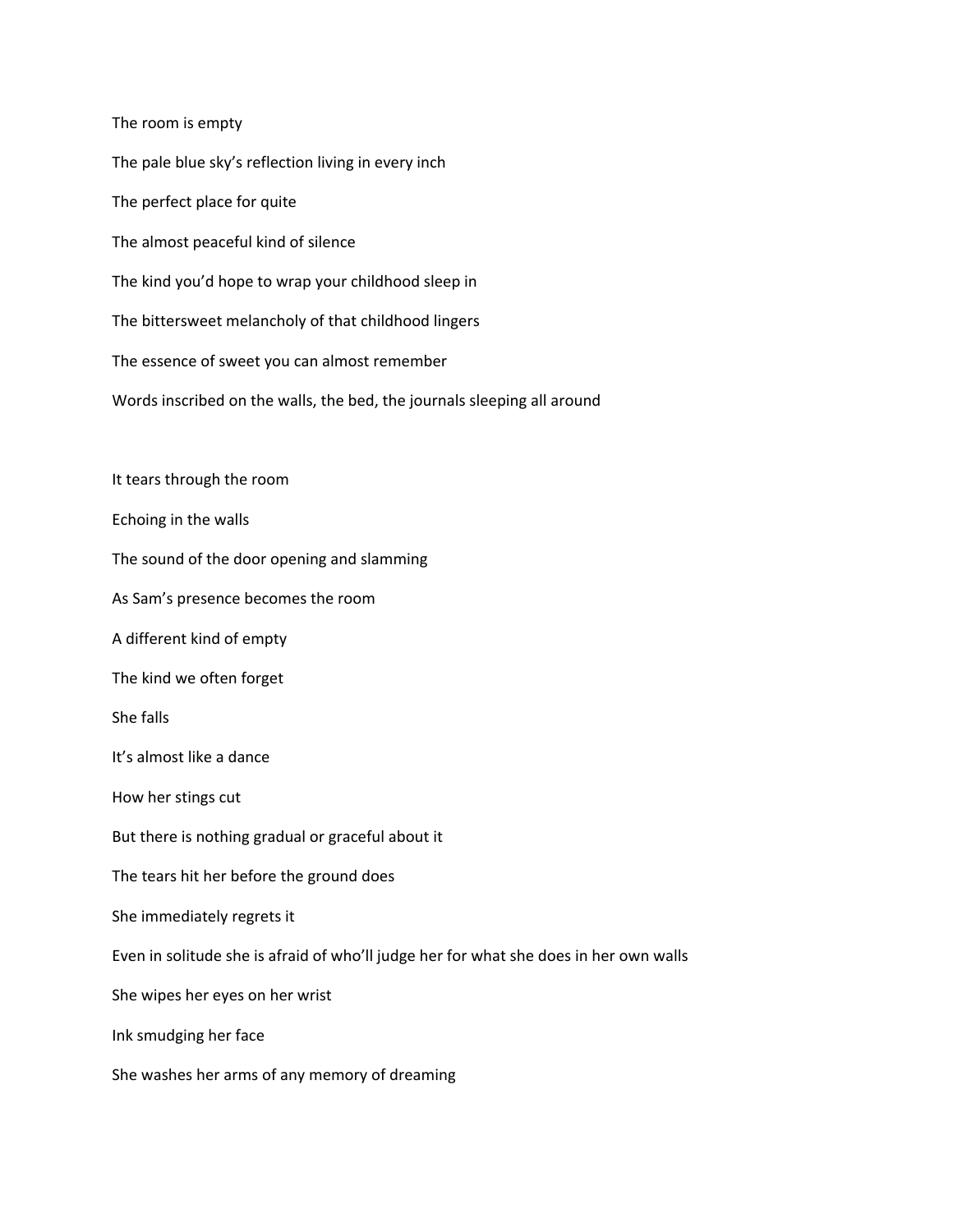The room is empty

The pale blue sky's reflection living in every inch

The perfect place for quite

The almost peaceful kind of silence

The kind you'd hope to wrap your childhood sleep in

The bittersweet melancholy of that childhood lingers

The essence of sweet you can almost remember

Words inscribed on the walls, the bed, the journals sleeping all around

It tears through the room

Echoing in the walls

The sound of the door opening and slamming

As Sam's presence becomes the room

A different kind of empty

The kind we often forget

She falls

It's almost like a dance

How her stings cut

But there is nothing gradual or graceful about it

The tears hit her before the ground does

She immediately regrets it

Even in solitude she is afraid of who'll judge her for what she does in her own walls

She wipes her eyes on her wrist

Ink smudging her face

She washes her arms of any memory of dreaming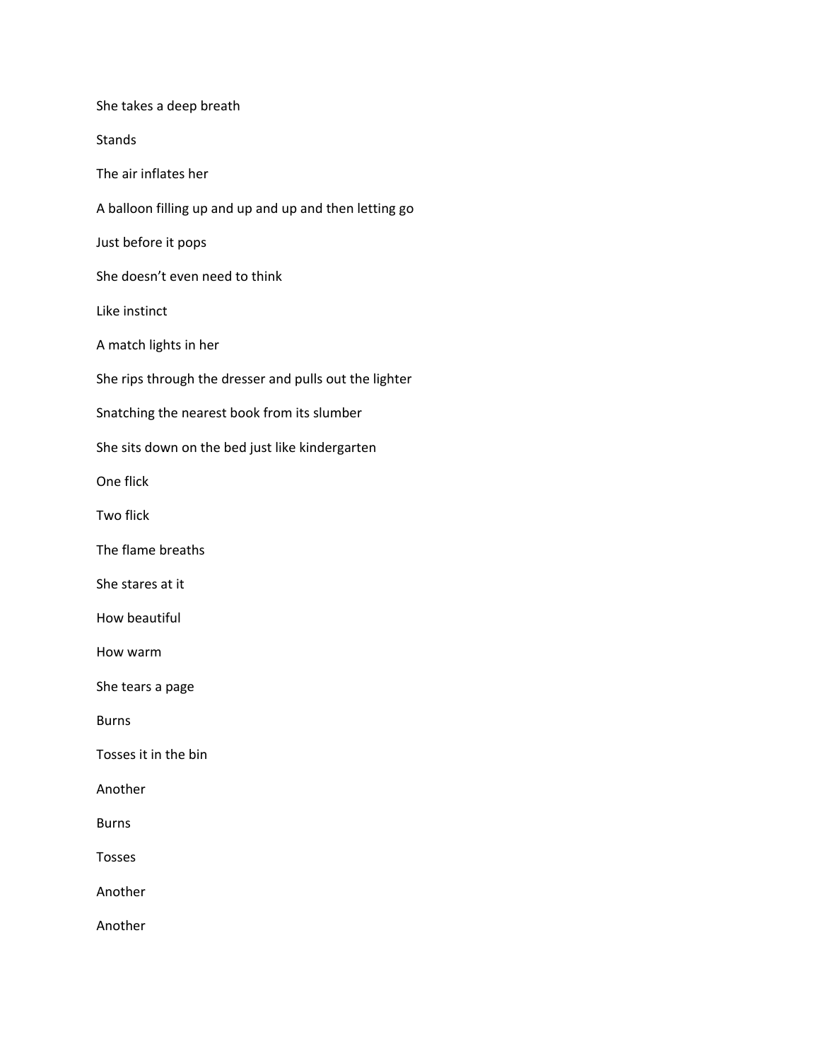She takes a deep breath

Stands

The air inflates her

A balloon filling up and up and up and then letting go

Just before it pops

She doesn't even need to think

Like instinct

A match lights in her

She rips through the dresser and pulls out the lighter

Snatching the nearest book from its slumber

She sits down on the bed just like kindergarten

One flick

Two flick

The flame breaths

She stares at it

How beautiful

How warm

She tears a page

Burns

Tosses it in the bin

Another

Burns

Tosses

Another

Another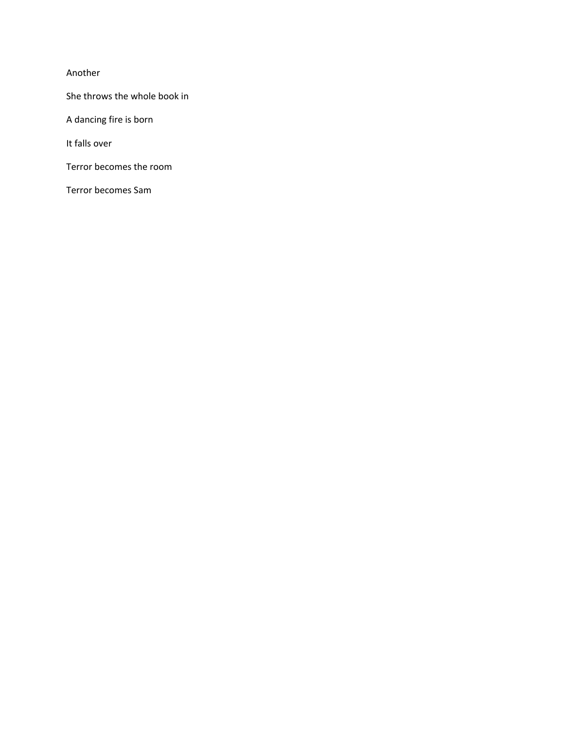Another

She throws the whole book in

A dancing fire is born

It falls over

Terror becomes the room

Terror becomes Sam